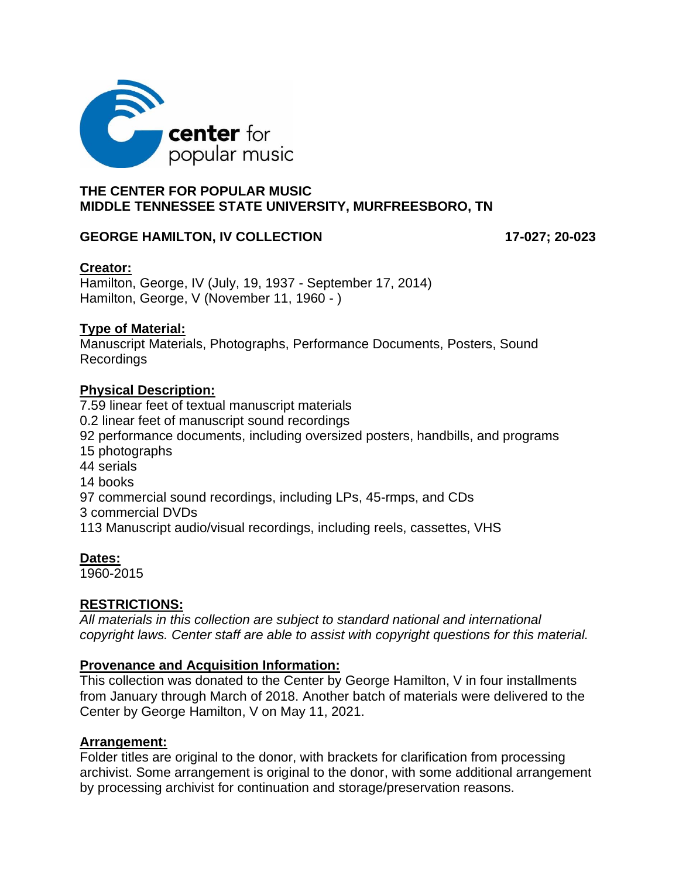center for popular music

**THE CENTER FOR POPULAR MUSIC**
**MIDDLE TENNESSEE STATE UNIVERSITY, MURFREESBORO, TN**

**GEORGE HAMILTON, IV COLLECTION** **17-027; 20-023**

**Creator:**
Hamilton, George, IV (July, 19, 1937 - September 17, 2014)
Hamilton, George, V (November 11, 1960 - )

**Type of Material:**
Manuscript Materials, Photographs, Performance Documents, Posters, Sound Recordings

**Physical Description:**
7.59 linear feet of textual manuscript materials
0.2 linear feet of manuscript sound recordings
92 performance documents, including oversized posters, handbills, and programs
15 photographs
44 serials
14 books
97 commercial sound recordings, including LPs, 45-rmps, and CDs
3 commercial DVDs
113 Manuscript audio/visual recordings, including reels, cassettes, VHS

**Dates:**
1960-2015

**RESTRICTIONS:**
*All materials in this collection are subject to standard national and international copyright laws. Center staff are able to assist with copyright questions for this material.*

**Provenance and Acquisition Information:**
This collection was donated to the Center by George Hamilton, V in four installments from January through March of 2018. Another batch of materials were delivered to the Center by George Hamilton, V on May 11, 2021.

**Arrangement:**
Folder titles are original to the donor, with brackets for clarification from processing archivist. Some arrangement is original to the donor, with some additional arrangement by processing archivist for continuation and storage/preservation reasons.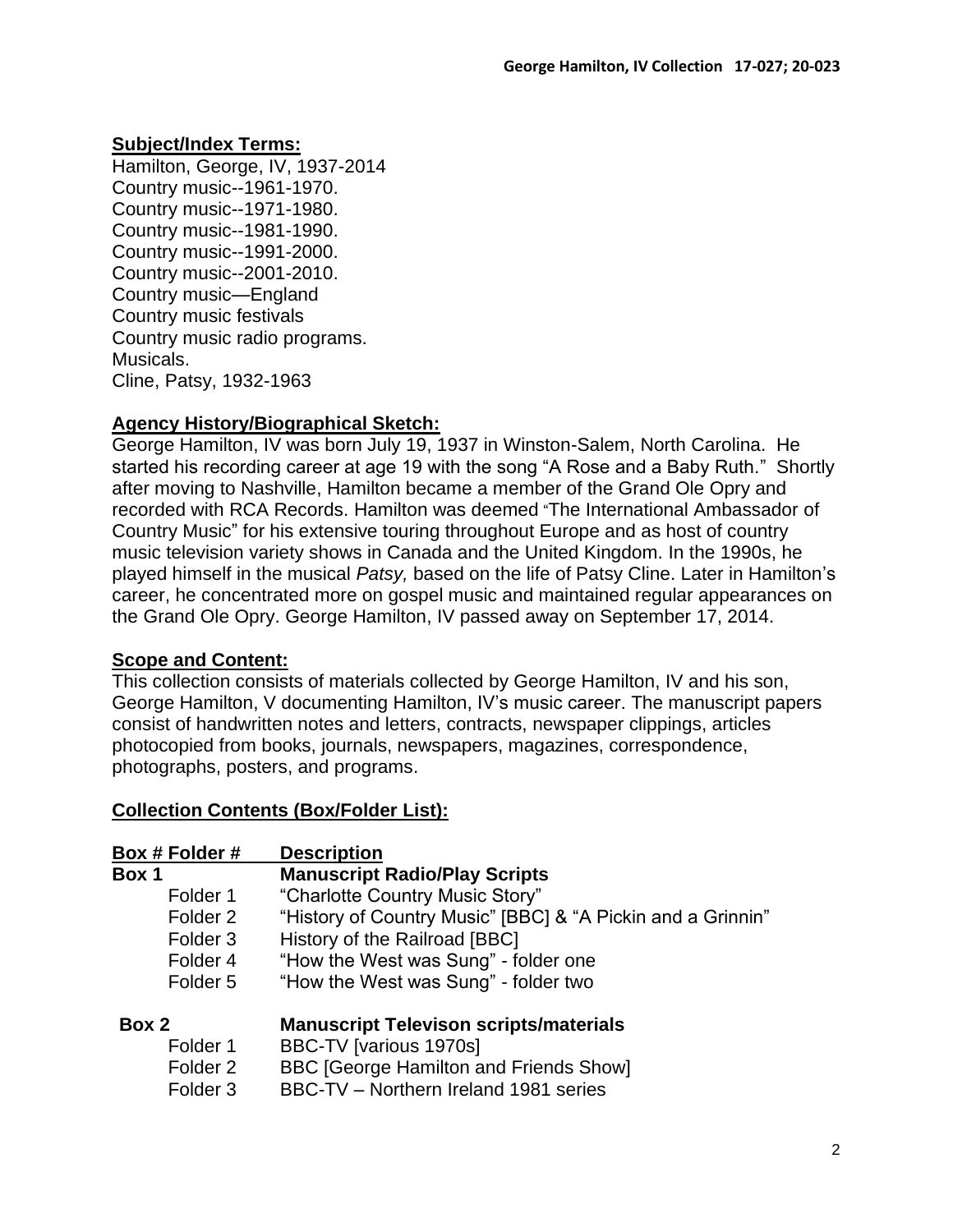**Subject/Index Terms:**

Hamilton, George, IV, 1937-2014
Country music--1961-1970.
Country music--1971-1980.
Country music--1981-1990.
Country music--1991-2000.
Country music--2001-2010.
Country music—England
Country music festivals
Country music radio programs.
Musicals.
Cline, Patsy, 1932-1963

**Agency History/Biographical Sketch:**

George Hamilton, IV was born July 19, 1937 in Winston-Salem, North Carolina. He started his recording career at age 19 with the song "A Rose and a Baby Ruth." Shortly after moving to Nashville, Hamilton became a member of the Grand Ole Opry and recorded with RCA Records. Hamilton was deemed "The International Ambassador of Country Music" for his extensive touring throughout Europe and as host of country music television variety shows in Canada and the United Kingdom. In the 1990s, he played himself in the musical *Patsy,* based on the life of Patsy Cline. Later in Hamilton's career, he concentrated more on gospel music and maintained regular appearances on the Grand Ole Opry. George Hamilton, IV passed away on September 17, 2014.

**Scope and Content:**

This collection consists of materials collected by George Hamilton, IV and his son, George Hamilton, V documenting Hamilton, IV's music career. The manuscript papers consist of handwritten notes and letters, contracts, newspaper clippings, articles photocopied from books, journals, newspapers, magazines, correspondence, photographs, posters, and programs.

**Collection Contents (Box/Folder List):**

| Box # Folder # | Description |
|---|---|
| **Box 1** | **Manuscript Radio/Play Scripts** |
| Folder 1 | "Charlotte Country Music Story" |
| Folder 2 | "History of Country Music" [BBC] & "A Pickin and a Grinnin" |
| Folder 3 | History of the Railroad [BBC] |
| Folder 4 | "How the West was Sung" - folder one |
| Folder 5 | "How the West was Sung" - folder two |
| **Box 2** | **Manuscript Televison scripts/materials** |
| Folder 1 | BBC-TV [various 1970s] |
| Folder 2 | BBC [George Hamilton and Friends Show] |
| Folder 3 | BBC-TV – Northern Ireland 1981 series |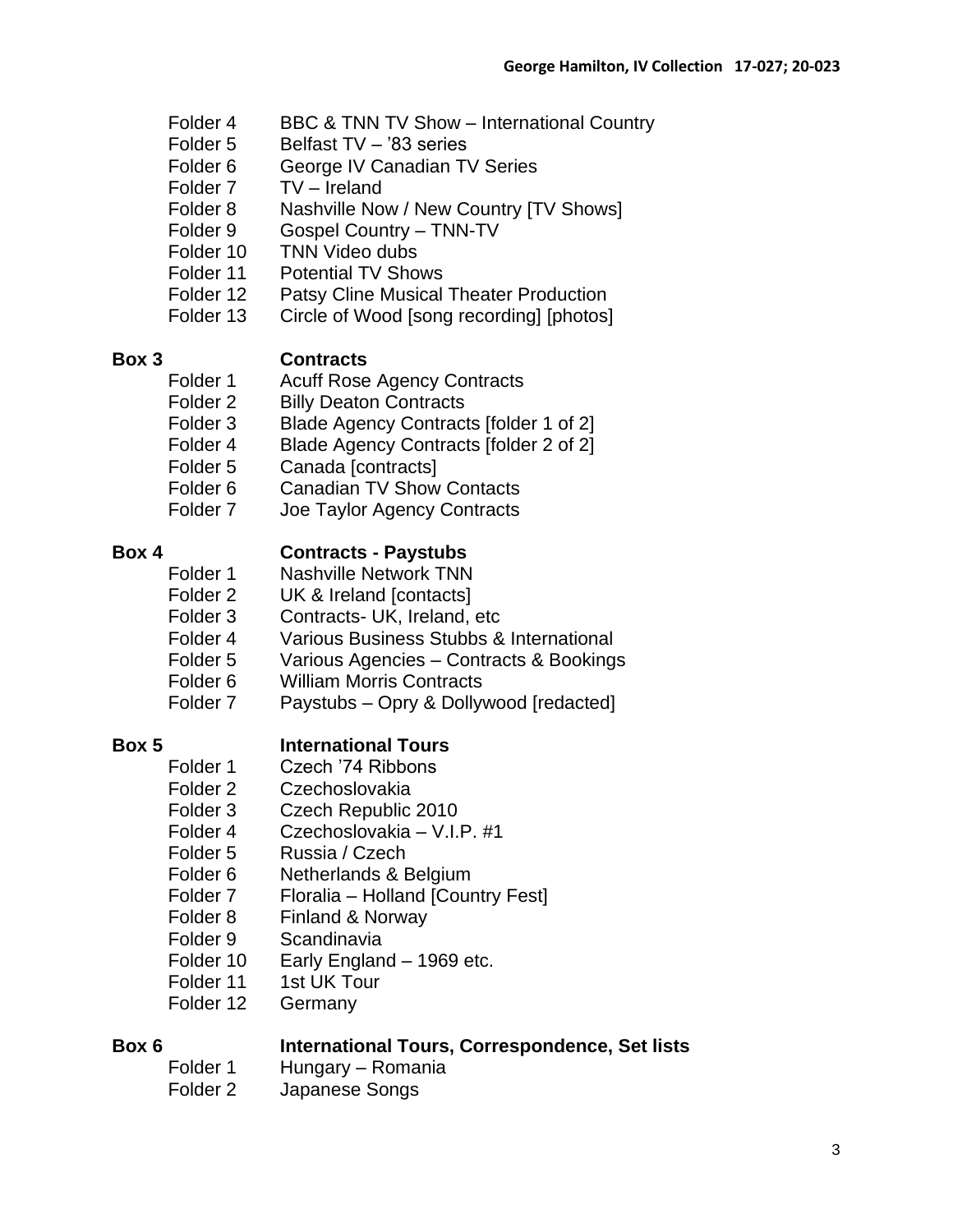Folder 4 BBC & TNN TV Show – International Country
Folder 5 Belfast TV – '83 series
Folder 6 George IV Canadian TV Series
Folder 7 TV – Ireland
Folder 8 Nashville Now / New Country [TV Shows]
Folder 9 Gospel Country – TNN-TV
Folder 10 TNN Video dubs
Folder 11 Potential TV Shows
Folder 12 Patsy Cline Musical Theater Production
Folder 13 Circle of Wood [song recording] [photos]

**Box 3** **Contracts**

Folder 1 Acuff Rose Agency Contracts
Folder 2 Billy Deaton Contracts
Folder 3 Blade Agency Contracts [folder 1 of 2]
Folder 4 Blade Agency Contracts [folder 2 of 2]
Folder 5 Canada [contracts]
Folder 6 Canadian TV Show Contacts
Folder 7 Joe Taylor Agency Contracts

**Box 4** **Contracts - Paystubs**

Folder 1 Nashville Network TNN
Folder 2 UK & Ireland [contacts]
Folder 3 Contracts- UK, Ireland, etc
Folder 4 Various Business Stubbs & International
Folder 5 Various Agencies – Contracts & Bookings
Folder 6 William Morris Contracts
Folder 7 Paystubs – Opry & Dollywood [redacted]

**Box 5** **International Tours**

Folder 1 Czech '74 Ribbons
Folder 2 Czechoslovakia
Folder 3 Czech Republic 2010
Folder 4 Czechoslovakia – V.I.P. #1
Folder 5 Russia / Czech
Folder 6 Netherlands & Belgium
Folder 7 Floralia – Holland [Country Fest]
Folder 8 Finland & Norway
Folder 9 Scandinavia
Folder 10 Early England – 1969 etc.
Folder 11 1st UK Tour
Folder 12 Germany

**Box 6** **International Tours, Correspondence, Set lists**

Folder 1 Hungary – Romania
Folder 2 Japanese Songs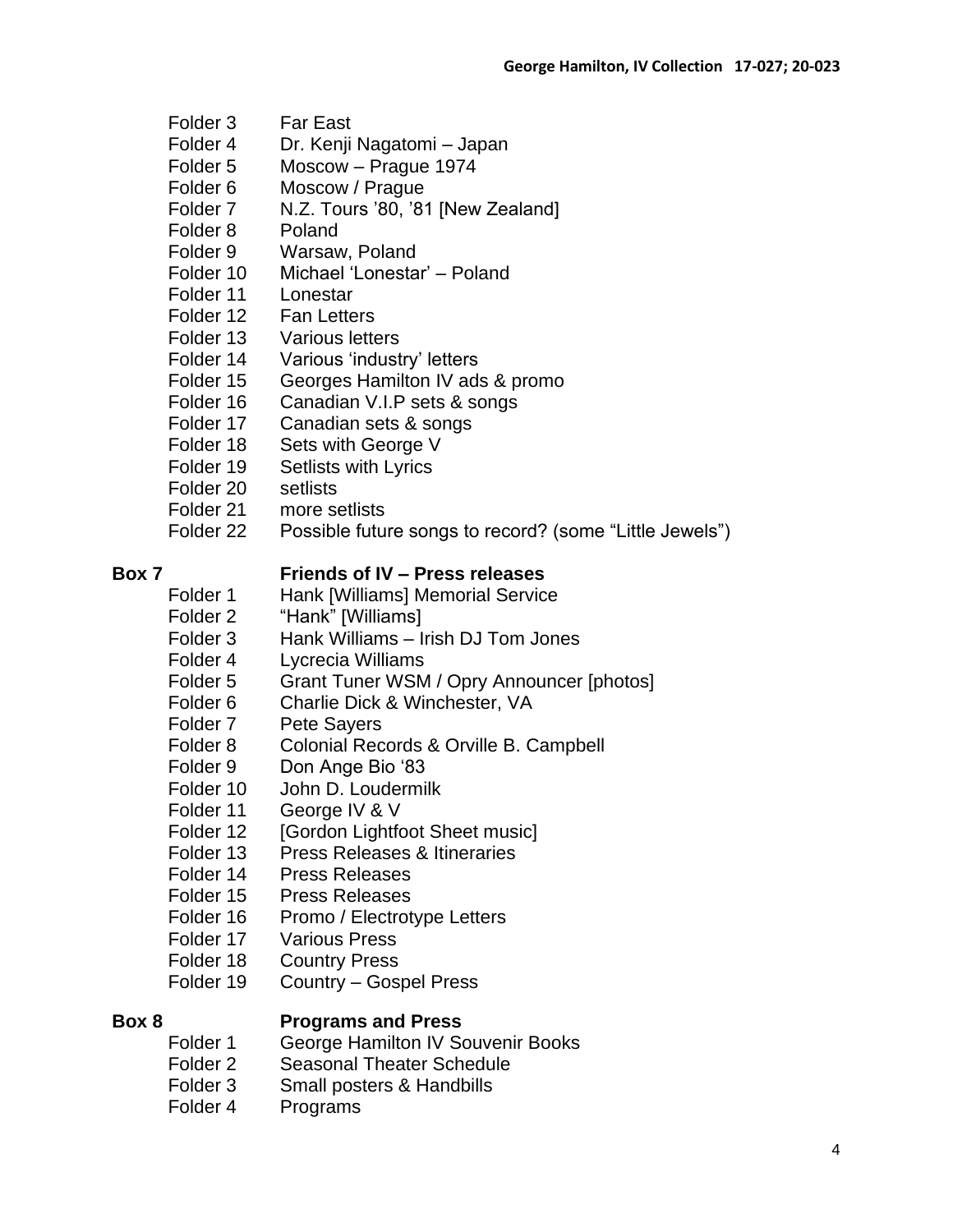Folder 3 Far East
Folder 4 Dr. Kenji Nagatomi – Japan
Folder 5 Moscow – Prague 1974
Folder 6 Moscow / Prague
Folder 7 N.Z. Tours '80, '81 [New Zealand]
Folder 8 Poland
Folder 9 Warsaw, Poland
Folder 10 Michael 'Lonestar' – Poland
Folder 11 Lonestar
Folder 12 Fan Letters
Folder 13 Various letters
Folder 14 Various 'industry' letters
Folder 15 Georges Hamilton IV ads & promo
Folder 16 Canadian V.I.P sets & songs
Folder 17 Canadian sets & songs
Folder 18 Sets with George V
Folder 19 Setlists with Lyrics
Folder 20 setlists
Folder 21 more setlists
Folder 22 Possible future songs to record? (some "Little Jewels")

**Box 7** **Friends of IV – Press releases**

Folder 1 Hank [Williams] Memorial Service
Folder 2 "Hank" [Williams]
Folder 3 Hank Williams – Irish DJ Tom Jones
Folder 4 Lycrecia Williams
Folder 5 Grant Tuner WSM / Opry Announcer [photos]
Folder 6 Charlie Dick & Winchester, VA
Folder 7 Pete Sayers
Folder 8 Colonial Records & Orville B. Campbell
Folder 9 Don Ange Bio '83
Folder 10 John D. Loudermilk
Folder 11 George IV & V
Folder 12 [Gordon Lightfoot Sheet music]
Folder 13 Press Releases & Itineraries
Folder 14 Press Releases
Folder 15 Press Releases
Folder 16 Promo / Electrotype Letters
Folder 17 Various Press
Folder 18 Country Press
Folder 19 Country – Gospel Press

**Box 8** **Programs and Press**

Folder 1 George Hamilton IV Souvenir Books
Folder 2 Seasonal Theater Schedule
Folder 3 Small posters & Handbills
Folder 4 Programs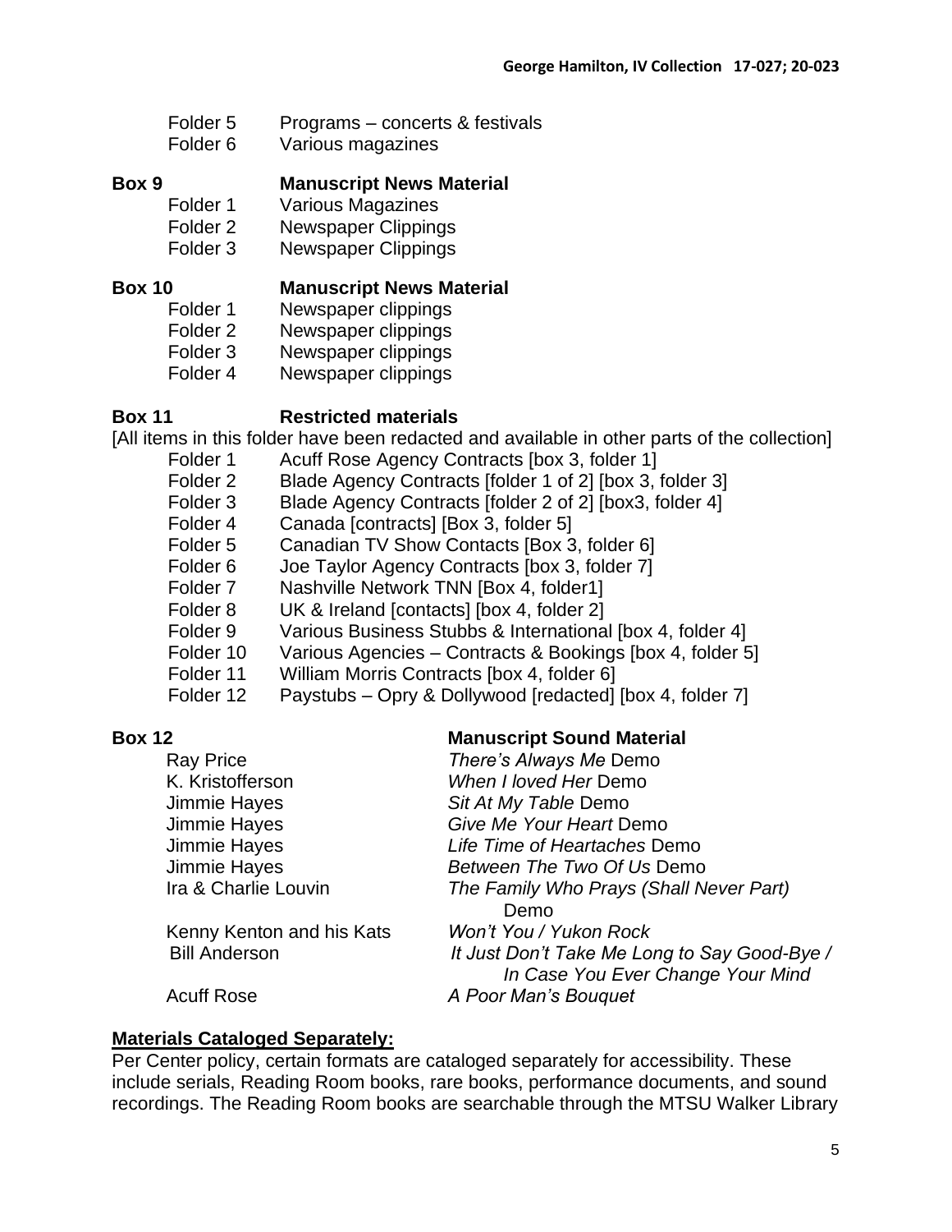Folder 5 Programs – concerts & festivals
Folder 6 Various magazines

**Box 9 Manuscript News Material**

Folder 1 Various Magazines
Folder 2 Newspaper Clippings
Folder 3 Newspaper Clippings

**Box 10 Manuscript News Material**

Folder 1 Newspaper clippings
Folder 2 Newspaper clippings
Folder 3 Newspaper clippings
Folder 4 Newspaper clippings

**Box 11 Restricted materials**

[All items in this folder have been redacted and available in other parts of the collection]

Folder 1 Acuff Rose Agency Contracts [box 3, folder 1]
Folder 2 Blade Agency Contracts [folder 1 of 2] [box 3, folder 3]
Folder 3 Blade Agency Contracts [folder 2 of 2] [box3, folder 4]
Folder 4 Canada [contracts] [Box 3, folder 5]
Folder 5 Canadian TV Show Contacts [Box 3, folder 6]
Folder 6 Joe Taylor Agency Contracts [box 3, folder 7]
Folder 7 Nashville Network TNN [Box 4, folder1]
Folder 8 UK & Ireland [contacts] [box 4, folder 2]
Folder 9 Various Business Stubbs & International [box 4, folder 4]
Folder 10 Various Agencies – Contracts & Bookings [box 4, folder 5]
Folder 11 William Morris Contracts [box 4, folder 6]
Folder 12 Paystubs – Opry & Dollywood [redacted] [box 4, folder 7]

**Box 12 Manuscript Sound Material**

Ray Price *There's Always Me* Demo
K. Kristofferson *When I loved Her* Demo
Jimmie Hayes *Sit At My Table* Demo
Jimmie Hayes *Give Me Your Heart* Demo
Jimmie Hayes *Life Time of Heartaches* Demo
Jimmie Hayes *Between The Two Of Us* Demo
Ira & Charlie Louvin *The Family Who Prays (Shall Never Part)* Demo
Kenny Kenton and his Kats *Won't You / Yukon Rock*
Bill Anderson *It Just Don't Take Me Long to Say Good-Bye / In Case You Ever Change Your Mind*
Acuff Rose *A Poor Man's Bouquet*

**<u>Materials Cataloged Separately:</u>**

Per Center policy, certain formats are cataloged separately for accessibility. These include serials, Reading Room books, rare books, performance documents, and sound recordings. The Reading Room books are searchable through the MTSU Walker Library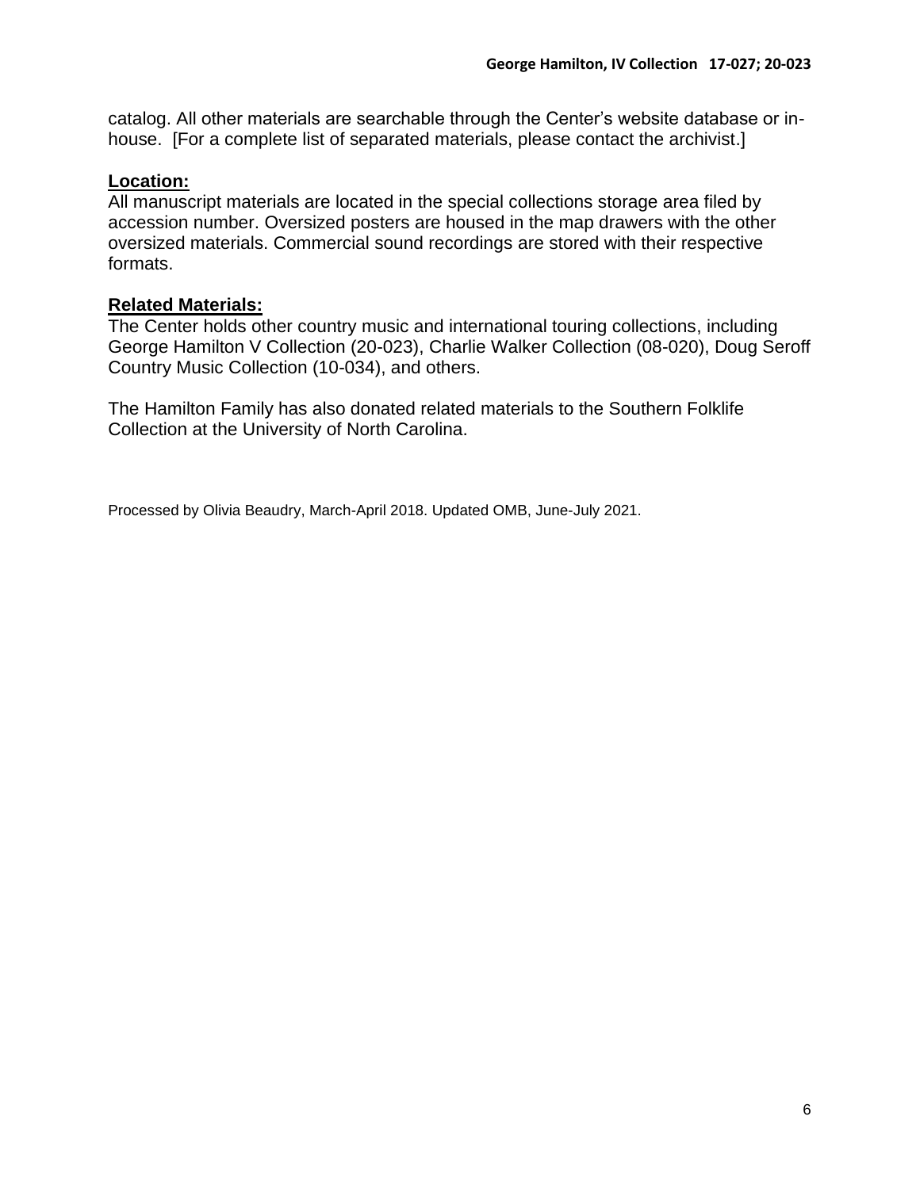catalog. All other materials are searchable through the Center's website database or in-house. [For a complete list of separated materials, please contact the archivist.]

## Location:

All manuscript materials are located in the special collections storage area filed by accession number. Oversized posters are housed in the map drawers with the other oversized materials. Commercial sound recordings are stored with their respective formats.

## Related Materials:

The Center holds other country music and international touring collections, including George Hamilton V Collection (20-023), Charlie Walker Collection (08-020), Doug Seroff Country Music Collection (10-034), and others.

The Hamilton Family has also donated related materials to the Southern Folklife Collection at the University of North Carolina.

Processed by Olivia Beaudry, March-April 2018. Updated OMB, June-July 2021.